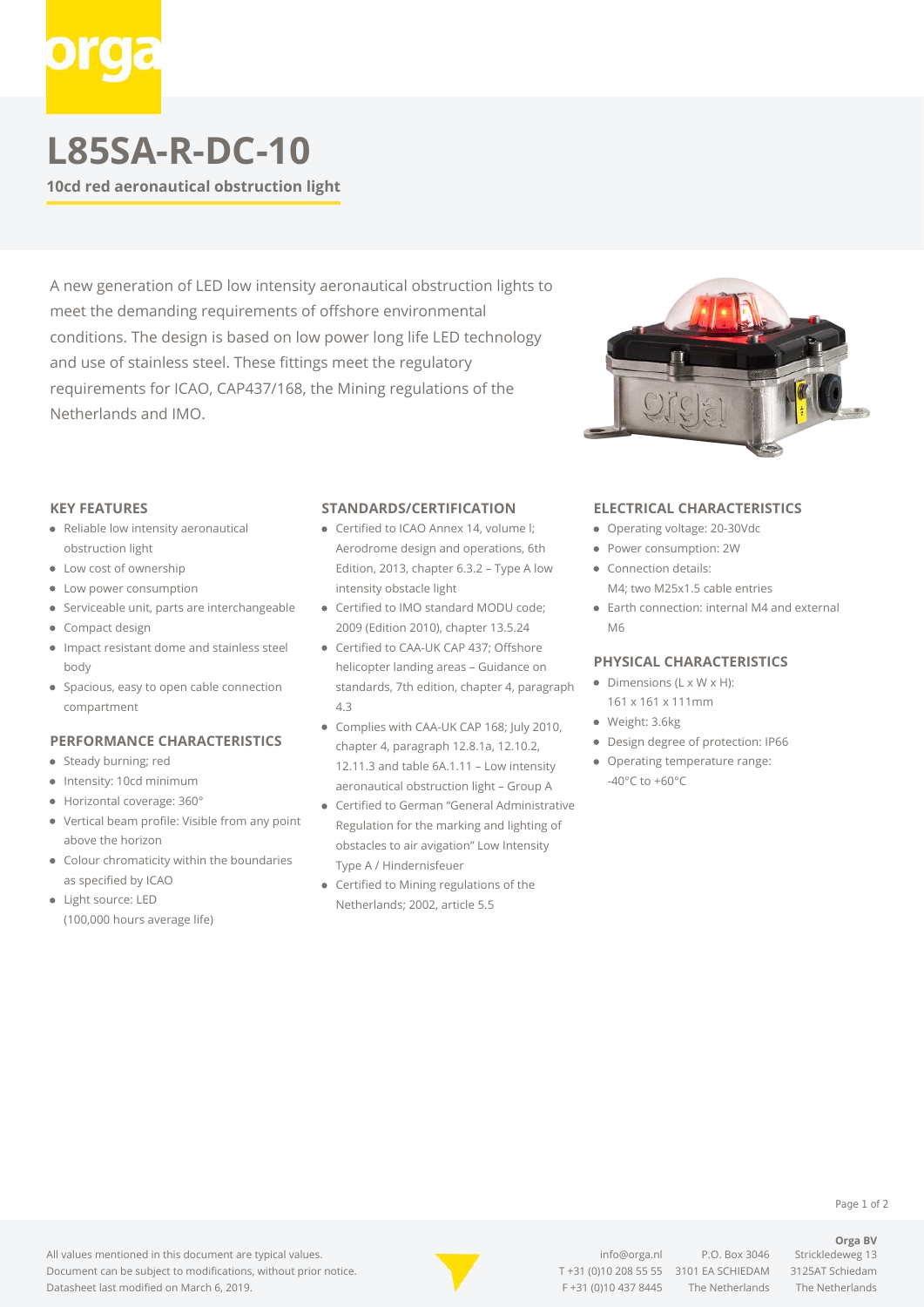# L85SA-R-DC-10

**10cd red aeronautical obstruction light**

A new generation of LED low intensity aeronautical obstruction lights to meet the demanding requirements of offshore environmental conditions. The design is based on low power long life LED technology and use of stainless steel. These fittings meet the regulatory requirements for ICAO, CAP437/168, the Mining regulations of the Netherlands and IMO.

## KEY FEATURES

- Reliable low intensity aeronautical obstruction light
- Low cost of ownership
- Low power consumption
- Serviceable unit, parts are interchangeable
- Compact design
- Impact resistant dome and stainless steel body
- Spacious, easy to open cable connection compartment

## PERFORMANCE CHARACTERISTICS

- Steady burning; red
- Intensity: 10cd minimum
- Horizontal coverage: 360°
- Vertical beam profile: Visible from any point above the horizon
- Colour chromaticity within the boundaries as specified by ICAO
- Light source: LED (100,000 hours average life)

## STANDARDS/CERTIFICATION

- Certified to ICAO Annex 14, volume I; Aerodrome design and operations, 6th Edition, 2013, chapter 6.3.2 – Type A low intensity obstacle light
- Certified to IMO standard MODU code; 2009 (Edition 2010), chapter 13.5.24
- Certified to CAA-UK CAP 437; Offshore helicopter landing areas – Guidance on standards, 7th edition, chapter 4, paragraph 4.3
- Complies with CAA-UK CAP 168; July 2010, chapter 4, paragraph 12.8.1a, 12.10.2, 12.11.3 and table 6A.1.11 – Low intensity aeronautical obstruction light – Group A
- Certified to German "General Administrative Regulation for the marking and lighting of obstacles to air avigation" Low Intensity Type A / Hindernisfeuer
- Certified to Mining regulations of the Netherlands; 2002, article 5.5

## ELECTRICAL CHARACTERISTICS

- Operating voltage: 20-30Vdc
- Power consumption: 2W
- Connection details: M4; two M25x1.5 cable entries
- Earth connection: internal M4 and external M6

## PHYSICAL CHARACTERISTICS

- Dimensions (L x W x H): 161 x 161 x 111mm
- Weight: 3.6kg
- Design degree of protection: IP66
- Operating temperature range: -40°C to +60°C

All values mentioned in this document are typical values.
Document can be subject to modifications, without prior notice.
Datasheet last modified on March 6, 2019.

info@orga.nl
T +31 (0)10 208 55 55
F +31 (0)10 437 8445

P.O. Box 3046
3101 EA SCHIEDAM
The Netherlands

**Orga BV**
Strickledeweg 13
3125AT Schiedam
The Netherlands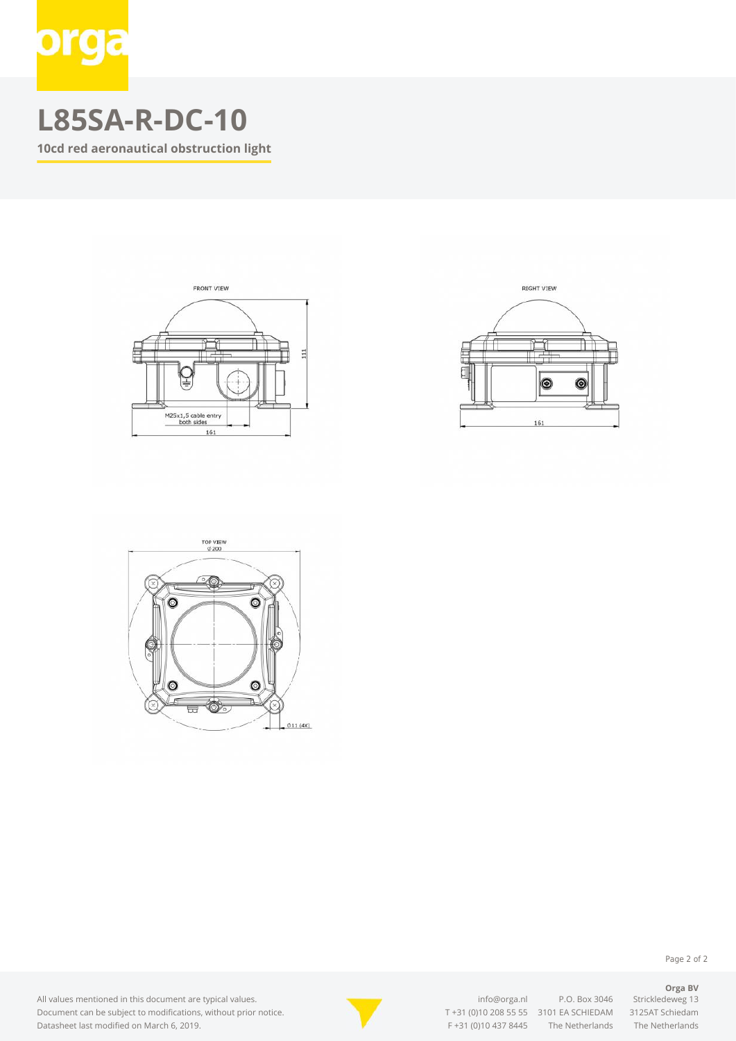# L85SA-R-DC-10

**10cd red aeronautical obstruction light**

FRONT VIEW

111

M25x1,5 cable entry
both sides

161

RIGHT VIEW

161

TOP VIEW
Ø 200

Ø11 (4X)

All values mentioned in this document are typical values.
Document can be subject to modifications, without prior notice.
Datasheet last modified on March 6, 2019.

info@orga.nl
T +31 (0)10 208 55 55
F +31 (0)10 437 8445

P.O. Box 3046
3101 EA SCHIEDAM
The Netherlands

**Orga BV**
Strickledeweg 13
3125AT Schiedam
The Netherlands